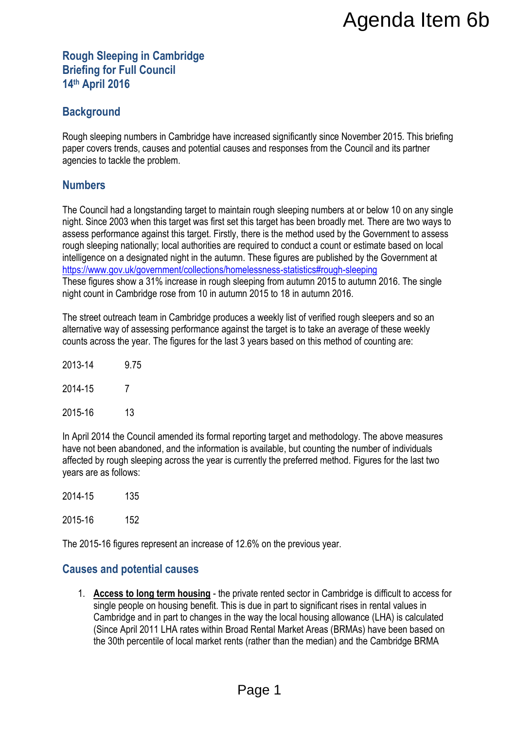Agenda Item 6b

# Rough Sleeping in Cambridge
# Briefing for Full Council
# 14th April 2016

## Background

Rough sleeping numbers in Cambridge have increased significantly since November 2015. This briefing paper covers trends, causes and potential causes and responses from the Council and its partner agencies to tackle the problem.

## Numbers

The Council had a longstanding target to maintain rough sleeping numbers at or below 10 on any single night. Since 2003 when this target was first set this target has been broadly met. There are two ways to assess performance against this target. Firstly, there is the method used by the Government to assess rough sleeping nationally; local authorities are required to conduct a count or estimate based on local intelligence on a designated night in the autumn. These figures are published by the Government at https://www.gov.uk/government/collections/homelessness-statistics#rough-sleeping
These figures show a 31% increase in rough sleeping from autumn 2015 to autumn 2016. The single night count in Cambridge rose from 10 in autumn 2015 to 18 in autumn 2016.

The street outreach team in Cambridge produces a weekly list of verified rough sleepers and so an alternative way of assessing performance against the target is to take an average of these weekly counts across the year. The figures for the last 3 years based on this method of counting are:

| | |
|---|---|
| 2013-14 | 9.75 |
| 2014-15 | 7 |
| 2015-16 | 13 |

In April 2014 the Council amended its formal reporting target and methodology. The above measures have not been abandoned, and the information is available, but counting the number of individuals affected by rough sleeping across the year is currently the preferred method. Figures for the last two years are as follows:

| | |
|---|---|
| 2014-15 | 135 |
| 2015-16 | 152 |

The 2015-16 figures represent an increase of 12.6% on the previous year.

## Causes and potential causes

1. **Access to long term housing** - the private rented sector in Cambridge is difficult to access for single people on housing benefit. This is due in part to significant rises in rental values in Cambridge and in part to changes in the way the local housing allowance (LHA) is calculated (Since April 2011 LHA rates within Broad Rental Market Areas (BRMAs) have been based on the 30th percentile of local market rents (rather than the median) and the Cambridge BRMA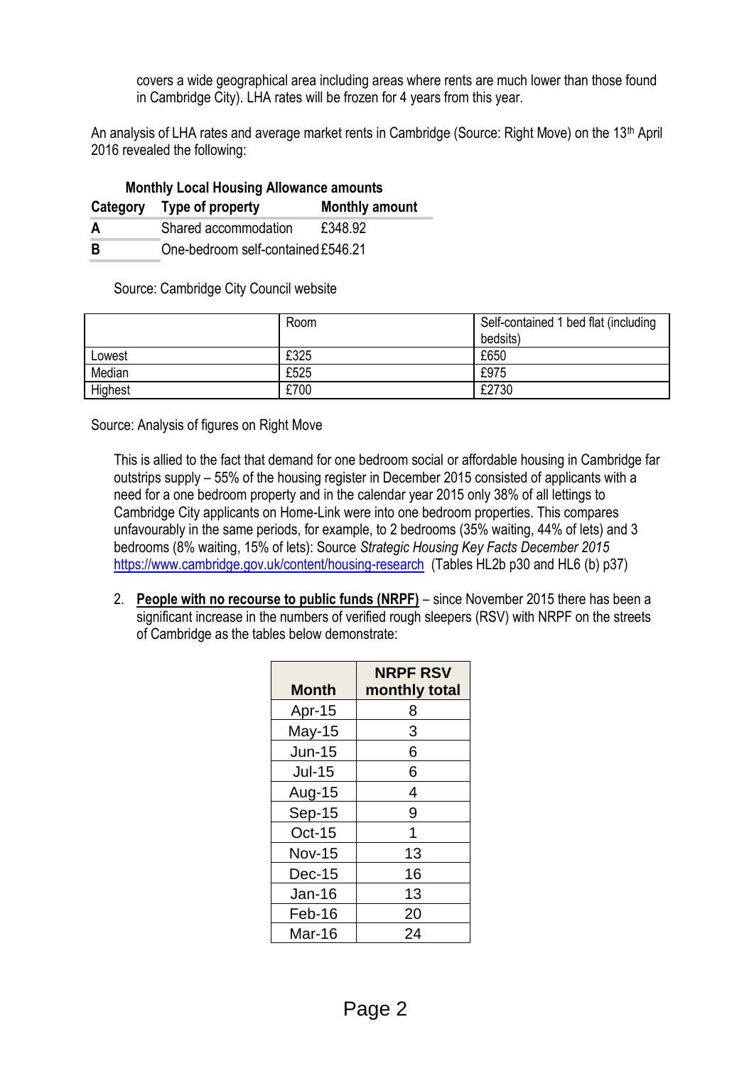covers a wide geographical area including areas where rents are much lower than those found in Cambridge City). LHA rates will be frozen for 4 years from this year.

An analysis of LHA rates and average market rents in Cambridge (Source: Right Move) on the 13th April 2016 revealed the following:

**Monthly Local Housing Allowance amounts**

| Category | Type of property | Monthly amount |
|---|---|---|
| **A** | Shared accommodation | £348.92 |
| **B** | One-bedroom self-contained | £546.21 |

Source: Cambridge City Council website

| | Room | Self-contained 1 bed flat (including bedsits) |
|---|---|---|
| Lowest | £325 | £650 |
| Median | £525 | £975 |
| Highest | £700 | £2730 |

Source: Analysis of figures on Right Move

This is allied to the fact that demand for one bedroom social or affordable housing in Cambridge far outstrips supply – 55% of the housing register in December 2015 consisted of applicants with a need for a one bedroom property and in the calendar year 2015 only 38% of all lettings to Cambridge City applicants on Home-Link were into one bedroom properties. This compares unfavourably in the same periods, for example, to 2 bedrooms (35% waiting, 44% of lets) and 3 bedrooms (8% waiting, 15% of lets): Source *Strategic Housing Key Facts December 2015* https://www.cambridge.gov.uk/content/housing-research (Tables HL2b p30 and HL6 (b) p37)

2. **People with no recourse to public funds (NRPF)** – since November 2015 there has been a significant increase in the numbers of verified rough sleepers (RSV) with NRPF on the streets of Cambridge as the tables below demonstrate:

| Month | NRPF RSV monthly total |
|---|---|
| Apr-15 | 8 |
| May-15 | 3 |
| Jun-15 | 6 |
| Jul-15 | 6 |
| Aug-15 | 4 |
| Sep-15 | 9 |
| Oct-15 | 1 |
| Nov-15 | 13 |
| Dec-15 | 16 |
| Jan-16 | 13 |
| Feb-16 | 20 |
| Mar-16 | 24 |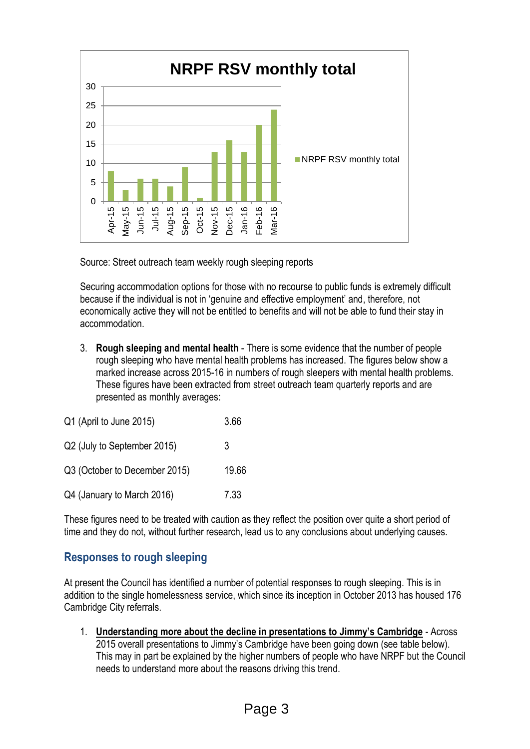**NRPF RSV monthly total**

| Month | NRPF RSV monthly total |
|---|---|
| Apr-15 | 8 |
| May-15 | 3 |
| Jun-15 | 6 |
| Jul-15 | 6 |
| Aug-15 | 4 |
| Sep-15 | 9 |
| Oct-15 | 1 |
| Nov-15 | 13 |
| Dec-15 | 16 |
| Jan-16 | 13 |
| Feb-16 | 20 |
| Mar-16 | 24 |

Source: Street outreach team weekly rough sleeping reports

Securing accommodation options for those with no recourse to public funds is extremely difficult because if the individual is not in 'genuine and effective employment' and, therefore, not economically active they will not be entitled to benefits and will not be able to fund their stay in accommodation.

3. **Rough sleeping and mental health** - There is some evidence that the number of people rough sleeping who have mental health problems has increased. The figures below show a marked increase across 2015-16 in numbers of rough sleepers with mental health problems. These figures have been extracted from street outreach team quarterly reports and are presented as monthly averages:

| | |
|---|---|
| Q1 (April to June 2015) | 3.66 |
| Q2 (July to September 2015) | 3 |
| Q3 (October to December 2015) | 19.66 |
| Q4 (January to March 2016) | 7.33 |

These figures need to be treated with caution as they reflect the position over quite a short period of time and they do not, without further research, lead us to any conclusions about underlying causes.

## Responses to rough sleeping

At present the Council has identified a number of potential responses to rough sleeping. This is in addition to the single homelessness service, which since its inception in October 2013 has housed 176 Cambridge City referrals.

1. **Understanding more about the decline in presentations to Jimmy's Cambridge** - Across 2015 overall presentations to Jimmy's Cambridge have been going down (see table below). This may in part be explained by the higher numbers of people who have NRPF but the Council needs to understand more about the reasons driving this trend.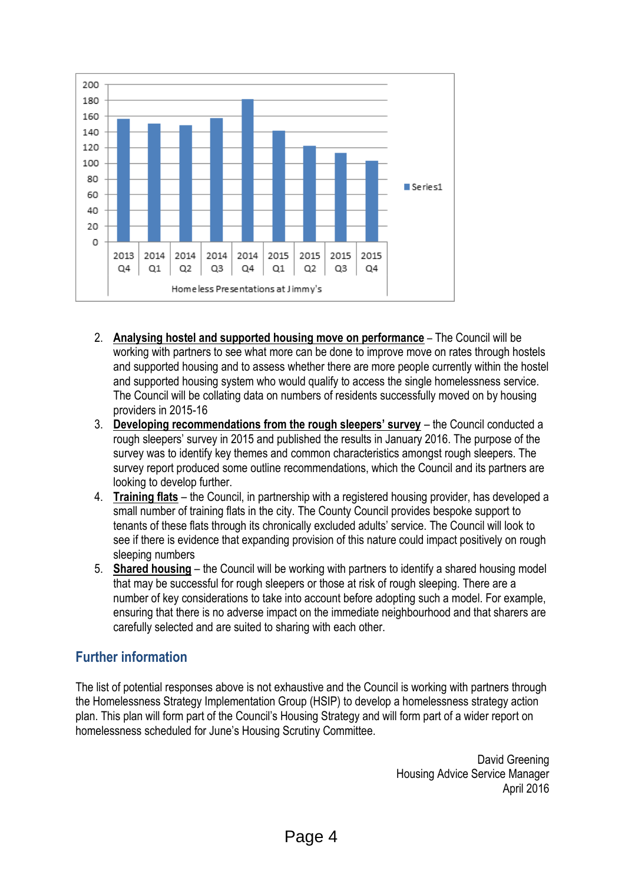200
180
160
140
120
100
80
60
40
20
0

2013 Q4
2014 Q1
2014 Q2
2014 Q3
2014 Q4
2015 Q1
2015 Q2
2015 Q3
2015 Q4

Series1

Homeless Presentations at Jimmy's

2. **Analysing hostel and supported housing move on performance** – The Council will be working with partners to see what more can be done to improve move on rates through hostels and supported housing and to assess whether there are more people currently within the hostel and supported housing system who would qualify to access the single homelessness service. The Council will be collating data on numbers of residents successfully moved on by housing providers in 2015-16
3. **Developing recommendations from the rough sleepers' survey** – the Council conducted a rough sleepers' survey in 2015 and published the results in January 2016. The purpose of the survey was to identify key themes and common characteristics amongst rough sleepers. The survey report produced some outline recommendations, which the Council and its partners are looking to develop further.
4. **Training flats** – the Council, in partnership with a registered housing provider, has developed a small number of training flats in the city. The County Council provides bespoke support to tenants of these flats through its chronically excluded adults' service. The Council will look to see if there is evidence that expanding provision of this nature could impact positively on rough sleeping numbers
5. **Shared housing** – the Council will be working with partners to identify a shared housing model that may be successful for rough sleepers or those at risk of rough sleeping. There are a number of key considerations to take into account before adopting such a model. For example, ensuring that there is no adverse impact on the immediate neighbourhood and that sharers are carefully selected and are suited to sharing with each other.

## Further information

The list of potential responses above is not exhaustive and the Council is working with partners through the Homelessness Strategy Implementation Group (HSIP) to develop a homelessness strategy action plan. This plan will form part of the Council's Housing Strategy and will form part of a wider report on homelessness scheduled for June's Housing Scrutiny Committee.

David Greening
Housing Advice Service Manager
April 2016